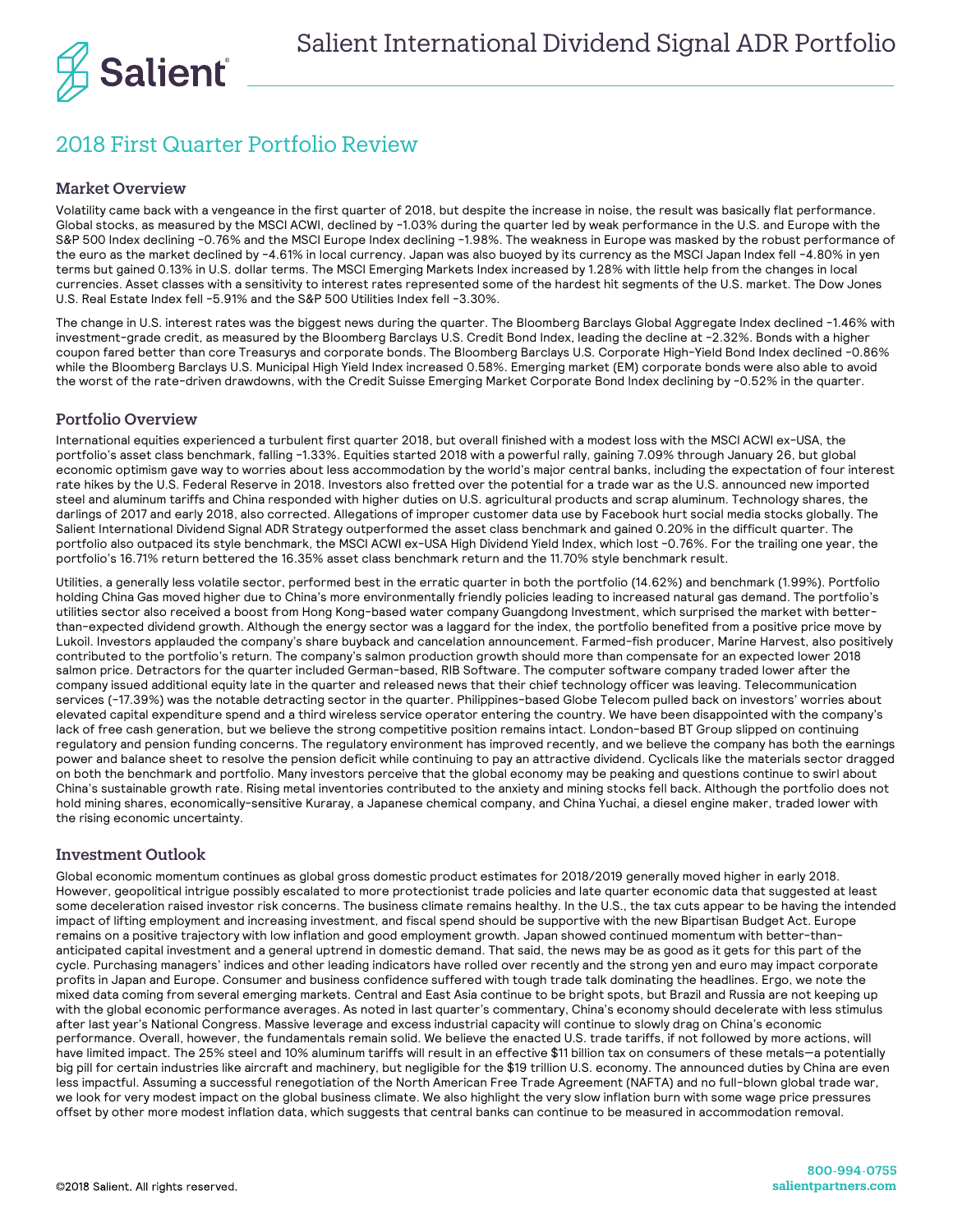# Salient International Dividend Signal ADR Portfolio

## 2018 First Quarter Portfolio Review

### Market Overview

Volatility came back with a vengeance in the first quarter of 2018, but despite the increase in noise, the result was basically flat performance. Global stocks, as measured by the MSCI ACWI, declined by -1.03% during the quarter led by weak performance in the U.S. and Europe with the S&P 500 Index declining -0.76% and the MSCI Europe Index declining -1.98%. The weakness in Europe was masked by the robust performance of the euro as the market declined by -4.61% in local currency. Japan was also buoyed by its currency as the MSCI Japan Index fell -4.80% in yen terms but gained 0.13% in U.S. dollar terms. The MSCI Emerging Markets Index increased by 1.28% with little help from the changes in local currencies. Asset classes with a sensitivity to interest rates represented some of the hardest hit segments of the U.S. market. The Dow Jones U.S. Real Estate Index fell -5.91% and the S&P 500 Utilities Index fell -3.30%.

The change in U.S. interest rates was the biggest news during the quarter. The Bloomberg Barclays Global Aggregate Index declined -1.46% with investment-grade credit, as measured by the Bloomberg Barclays U.S. Credit Bond Index, leading the decline at -2.32%. Bonds with a higher coupon fared better than core Treasurys and corporate bonds. The Bloomberg Barclays U.S. Corporate High-Yield Bond Index declined -0.86% while the Bloomberg Barclays U.S. Municipal High Yield Index increased 0.58%. Emerging market (EM) corporate bonds were also able to avoid the worst of the rate-driven drawdowns, with the Credit Suisse Emerging Market Corporate Bond Index declining by -0.52% in the quarter.

### Portfolio Overview

International equities experienced a turbulent first quarter 2018, but overall finished with a modest loss with the MSCI ACWI ex-USA, the portfolio's asset class benchmark, falling -1.33%. Equities started 2018 with a powerful rally, gaining 7.09% through January 26, but global economic optimism gave way to worries about less accommodation by the world's major central banks, including the expectation of four interest rate hikes by the U.S. Federal Reserve in 2018. Investors also fretted over the potential for a trade war as the U.S. announced new imported steel and aluminum tariffs and China responded with higher duties on U.S. agricultural products and scrap aluminum. Technology shares, the darlings of 2017 and early 2018, also corrected. Allegations of improper customer data use by Facebook hurt social media stocks globally. The Salient International Dividend Signal ADR Strategy outperformed the asset class benchmark and gained 0.20% in the difficult quarter. The portfolio also outpaced its style benchmark, the MSCI ACWI ex-USA High Dividend Yield Index, which lost -0.76%. For the trailing one year, the portfolio's 16.71% return bettered the 16.35% asset class benchmark return and the 11.70% style benchmark result.

Utilities, a generally less volatile sector, performed best in the erratic quarter in both the portfolio (14.62%) and benchmark (1.99%). Portfolio holding China Gas moved higher due to China's more environmentally friendly policies leading to increased natural gas demand. The portfolio's utilities sector also received a boost from Hong Kong-based water company Guangdong Investment, which surprised the market with better-than-expected dividend growth. Although the energy sector was a laggard for the index, the portfolio benefited from a positive price move by Lukoil. Investors applauded the company's share buyback and cancelation announcement. Farmed-fish producer, Marine Harvest, also positively contributed to the portfolio's return. The company's salmon production growth should more than compensate for an expected lower 2018 salmon price. Detractors for the quarter included German-based, RIB Software. The computer software company traded lower after the company issued additional equity late in the quarter and released news that their chief technology officer was leaving. Telecommunication services (-17.39%) was the notable detracting sector in the quarter. Philippines-based Globe Telecom pulled back on investors' worries about elevated capital expenditure spend and a third wireless service operator entering the country. We have been disappointed with the company's lack of free cash generation, but we believe the strong competitive position remains intact. London-based BT Group slipped on continuing regulatory and pension funding concerns. The regulatory environment has improved recently, and we believe the company has both the earnings power and balance sheet to resolve the pension deficit while continuing to pay an attractive dividend. Cyclicals like the materials sector dragged on both the benchmark and portfolio. Many investors perceive that the global economy may be peaking and questions continue to swirl about China's sustainable growth rate. Rising metal inventories contributed to the anxiety and mining stocks fell back. Although the portfolio does not hold mining shares, economically-sensitive Kuraray, a Japanese chemical company, and China Yuchai, a diesel engine maker, traded lower with the rising economic uncertainty.

### Investment Outlook

Global economic momentum continues as global gross domestic product estimates for 2018/2019 generally moved higher in early 2018. However, geopolitical intrigue possibly escalated to more protectionist trade policies and late quarter economic data that suggested at least some deceleration raised investor risk concerns. The business climate remains healthy. In the U.S., the tax cuts appear to be having the intended impact of lifting employment and increasing investment, and fiscal spend should be supportive with the new Bipartisan Budget Act. Europe remains on a positive trajectory with low inflation and good employment growth. Japan showed continued momentum with better-than-anticipated capital investment and a general uptrend in domestic demand. That said, the news may be as good as it gets for this part of the cycle. Purchasing managers' indices and other leading indicators have rolled over recently and the strong yen and euro may impact corporate profits in Japan and Europe. Consumer and business confidence suffered with tough trade talk dominating the headlines. Ergo, we note the mixed data coming from several emerging markets. Central and East Asia continue to be bright spots, but Brazil and Russia are not keeping up with the global economic performance averages. As noted in last quarter's commentary, China's economy should decelerate with less stimulus after last year's National Congress. Massive leverage and excess industrial capacity will continue to slowly drag on China's economic performance. Overall, however, the fundamentals remain solid. We believe the enacted U.S. trade tariffs, if not followed by more actions, will have limited impact. The 25% steel and 10% aluminum tariffs will result in an effective $11 billion tax on consumers of these metals—a potentially big pill for certain industries like aircraft and machinery, but negligible for the $19 trillion U.S. economy. The announced duties by China are even less impactful. Assuming a successful renegotiation of the North American Free Trade Agreement (NAFTA) and no full-blown global trade war, we look for very modest impact on the global business climate. We also highlight the very slow inflation burn with some wage price pressures offset by other more modest inflation data, which suggests that central banks can continue to be measured in accommodation removal.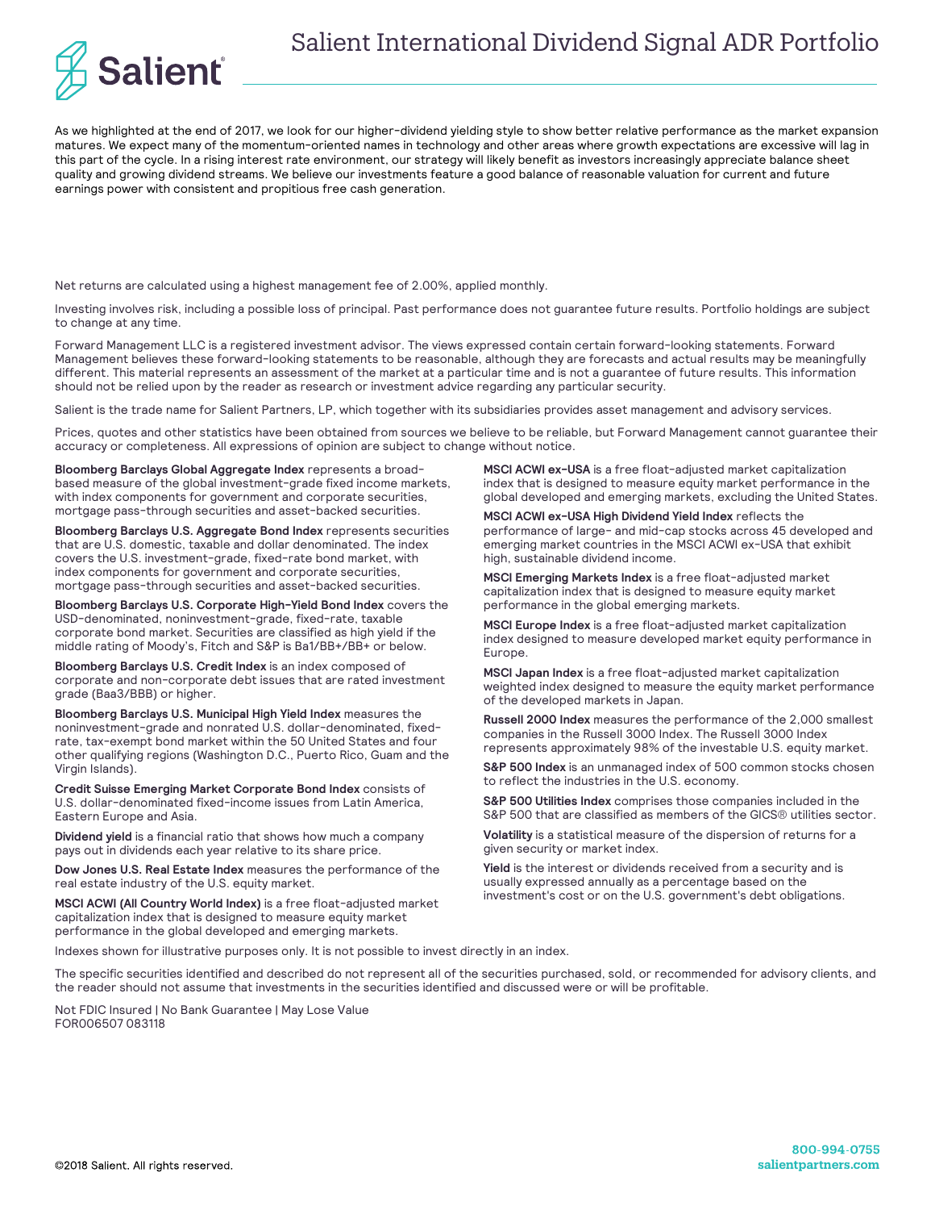As we highlighted at the end of 2017, we look for our higher-dividend yielding style to show better relative performance as the market expansion matures. We expect many of the momentum-oriented names in technology and other areas where growth expectations are excessive will lag in this part of the cycle. In a rising interest rate environment, our strategy will likely benefit as investors increasingly appreciate balance sheet quality and growing dividend streams. We believe our investments feature a good balance of reasonable valuation for current and future earnings power with consistent and propitious free cash generation.

Net returns are calculated using a highest management fee of 2.00%, applied monthly.

Investing involves risk, including a possible loss of principal. Past performance does not guarantee future results. Portfolio holdings are subject to change at any time.

Forward Management LLC is a registered investment advisor. The views expressed contain certain forward-looking statements. Forward Management believes these forward-looking statements to be reasonable, although they are forecasts and actual results may be meaningfully different. This material represents an assessment of the market at a particular time and is not a guarantee of future results. This information should not be relied upon by the reader as research or investment advice regarding any particular security.

Salient is the trade name for Salient Partners, LP, which together with its subsidiaries provides asset management and advisory services.

Prices, quotes and other statistics have been obtained from sources we believe to be reliable, but Forward Management cannot guarantee their accuracy or completeness. All expressions of opinion are subject to change without notice.

**Bloomberg Barclays Global Aggregate Index** represents a broad-based measure of the global investment-grade fixed income markets, with index components for government and corporate securities, mortgage pass-through securities and asset-backed securities.

**Bloomberg Barclays U.S. Aggregate Bond Index** represents securities that are U.S. domestic, taxable and dollar denominated. The index covers the U.S. investment-grade, fixed-rate bond market, with index components for government and corporate securities, mortgage pass-through securities and asset-backed securities.

**Bloomberg Barclays U.S. Corporate High-Yield Bond Index** covers the USD-denominated, noninvestment-grade, fixed-rate, taxable corporate bond market. Securities are classified as high yield if the middle rating of Moody's, Fitch and S&P is Ba1/BB+/BB+ or below.

**Bloomberg Barclays U.S. Credit Index** is an index composed of corporate and non-corporate debt issues that are rated investment grade (Baa3/BBB) or higher.

**Bloomberg Barclays U.S. Municipal High Yield Index** measures the noninvestment-grade and nonrated U.S. dollar-denominated, fixed-rate, tax-exempt bond market within the 50 United States and four other qualifying regions (Washington D.C., Puerto Rico, Guam and the Virgin Islands).

**Credit Suisse Emerging Market Corporate Bond Index** consists of U.S. dollar-denominated fixed-income issues from Latin America, Eastern Europe and Asia.

**Dividend yield** is a financial ratio that shows how much a company pays out in dividends each year relative to its share price.

**Dow Jones U.S. Real Estate Index** measures the performance of the real estate industry of the U.S. equity market.

**MSCI ACWI (All Country World Index)** is a free float-adjusted market capitalization index that is designed to measure equity market performance in the global developed and emerging markets.

**MSCI ACWI ex-USA** is a free float-adjusted market capitalization index that is designed to measure equity market performance in the global developed and emerging markets, excluding the United States.

**MSCI ACWI ex-USA High Dividend Yield Index** reflects the performance of large- and mid-cap stocks across 45 developed and emerging market countries in the MSCI ACWI ex-USA that exhibit high, sustainable dividend income.

**MSCI Emerging Markets Index** is a free float-adjusted market capitalization index that is designed to measure equity market performance in the global emerging markets.

**MSCI Europe Index** is a free float-adjusted market capitalization index designed to measure developed market equity performance in Europe.

**MSCI Japan Index** is a free float-adjusted market capitalization weighted index designed to measure the equity market performance of the developed markets in Japan.

**Russell 2000 Index** measures the performance of the 2,000 smallest companies in the Russell 3000 Index. The Russell 3000 Index represents approximately 98% of the investable U.S. equity market.

**S&P 500 Index** is an unmanaged index of 500 common stocks chosen to reflect the industries in the U.S. economy.

**S&P 500 Utilities Index** comprises those companies included in the S&P 500 that are classified as members of the GICS® utilities sector.

**Volatility** is a statistical measure of the dispersion of returns for a given security or market index.

**Yield** is the interest or dividends received from a security and is usually expressed annually as a percentage based on the investment's cost or on the U.S. government's debt obligations.

Indexes shown for illustrative purposes only. It is not possible to invest directly in an index.

The specific securities identified and described do not represent all of the securities purchased, sold, or recommended for advisory clients, and the reader should not assume that investments in the securities identified and discussed were or will be profitable.

Not FDIC Insured | No Bank Guarantee | May Lose Value
FOR006507 083118

©2018 Salient. All rights reserved.

800-994-0755
salientpartners.com